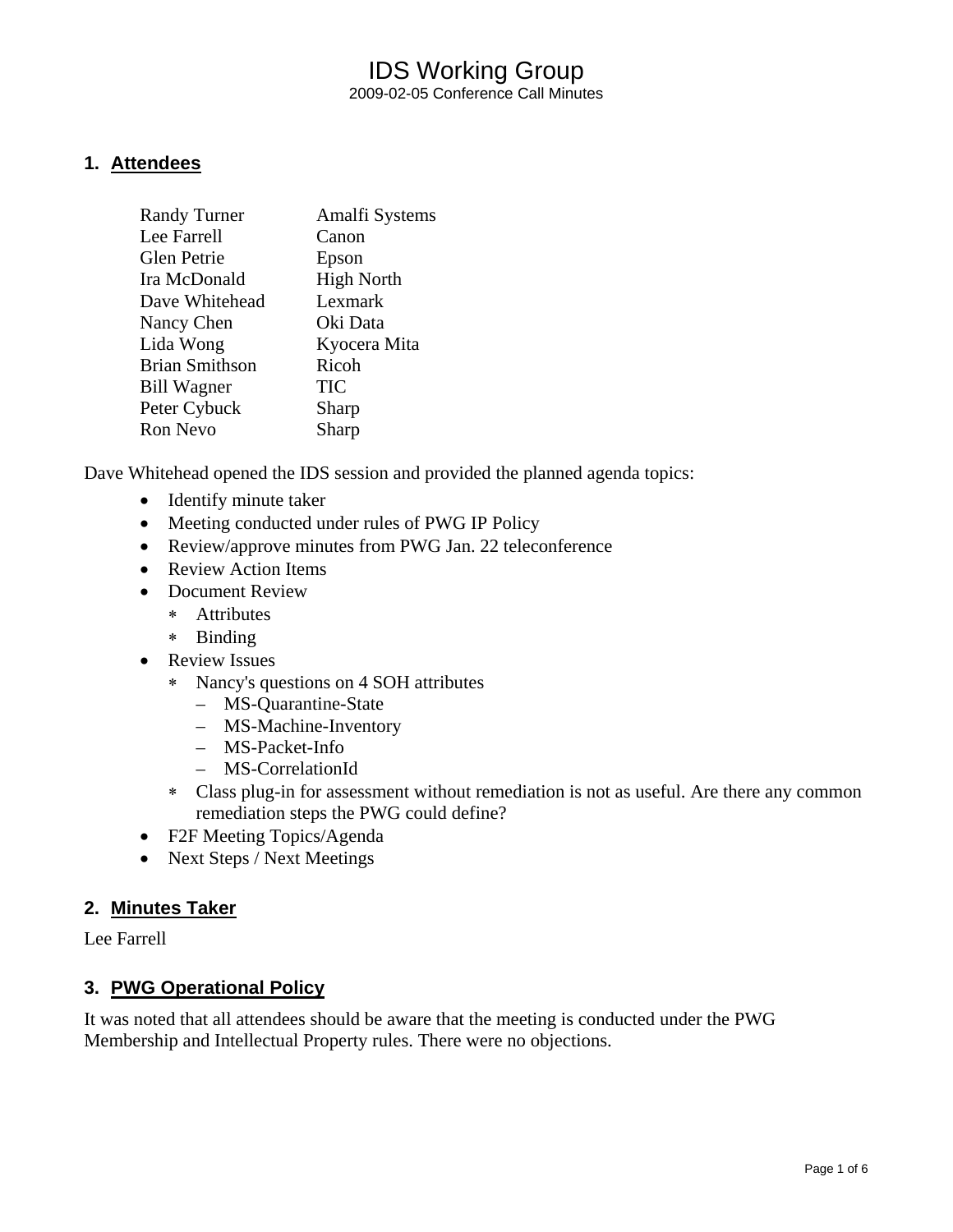# IDS Working Group

2009-02-05 Conference Call Minutes

## 1. Attendees

| | |
|---|---|
| Randy Turner | Amalfi Systems |
| Lee Farrell | Canon |
| Glen Petrie | Epson |
| Ira McDonald | High North |
| Dave Whitehead | Lexmark |
| Nancy Chen | Oki Data |
| Lida Wong | Kyocera Mita |
| Brian Smithson | Ricoh |
| Bill Wagner | TIC |
| Peter Cybuck | Sharp |
| Ron Nevo | Sharp |

Dave Whitehead opened the IDS session and provided the planned agenda topics:

- Identify minute taker
- Meeting conducted under rules of PWG IP Policy
- Review/approve minutes from PWG Jan. 22 teleconference
- Review Action Items
- Document Review
  - Attributes
  - Binding
- Review Issues
  - Nancy's questions on 4 SOH attributes
    - MS-Quarantine-State
    - MS-Machine-Inventory
    - MS-Packet-Info
    - MS-CorrelationId
  - Class plug-in for assessment without remediation is not as useful. Are there any common remediation steps the PWG could define?
- F2F Meeting Topics/Agenda
- Next Steps / Next Meetings

## 2. Minutes Taker

Lee Farrell

## 3. PWG Operational Policy

It was noted that all attendees should be aware that the meeting is conducted under the PWG Membership and Intellectual Property rules. There were no objections.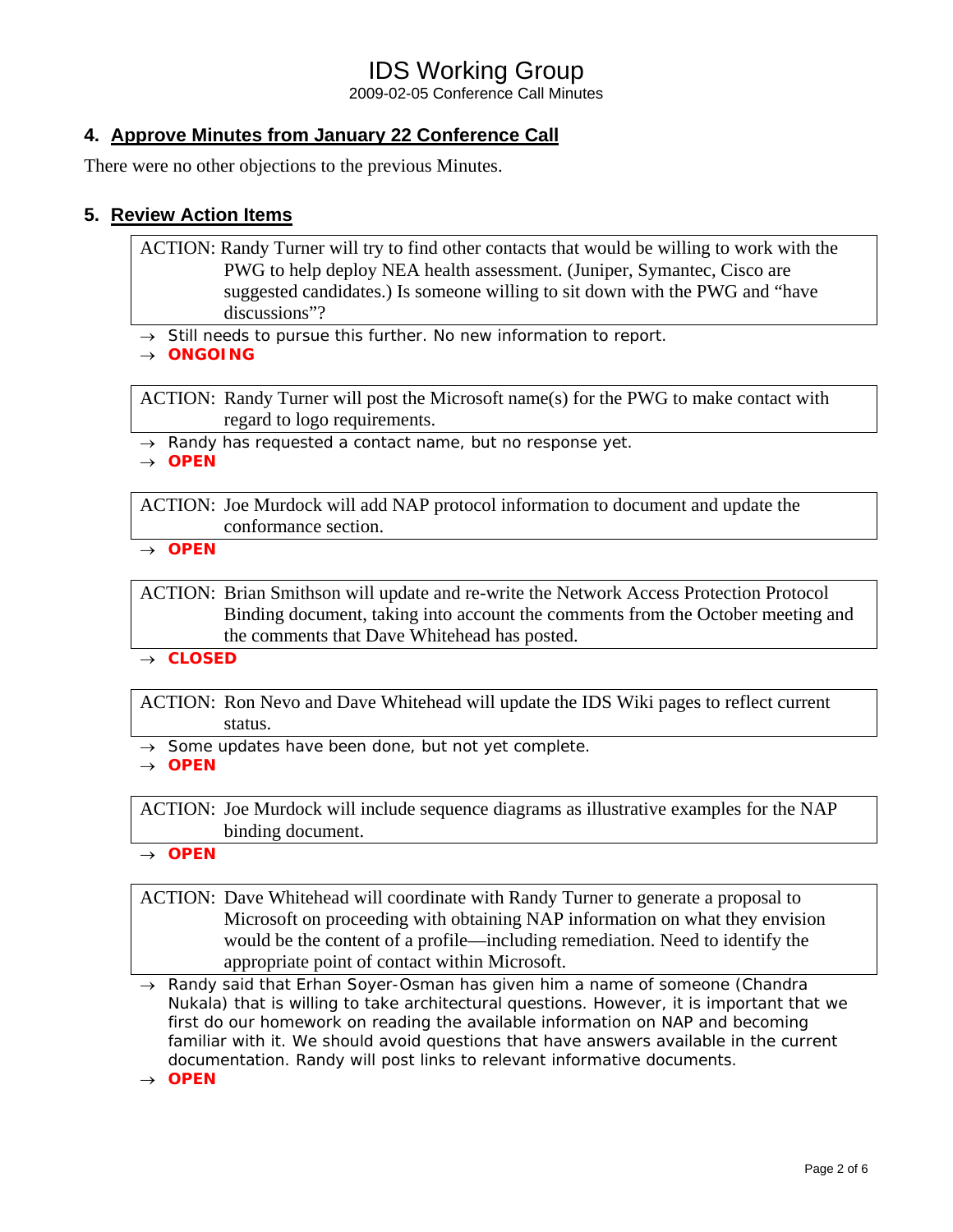## 4. Approve Minutes from January 22 Conference Call

There were no other objections to the previous Minutes.

## 5. Review Action Items

ACTION: Randy Turner will try to find other contacts that would be willing to work with the PWG to help deploy NEA health assessment. (Juniper, Symantec, Cisco are suggested candidates.) Is someone willing to sit down with the PWG and "have discussions"?

- → Still needs to pursue this further. No new information to report.
- → **ONGOING**

ACTION: Randy Turner will post the Microsoft name(s) for the PWG to make contact with regard to logo requirements.

- → Randy has requested a contact name, but no response yet.
- → **OPEN**

ACTION: Joe Murdock will add NAP protocol information to document and update the conformance section.

- → **OPEN**

ACTION: Brian Smithson will update and re-write the Network Access Protection Protocol Binding document, taking into account the comments from the October meeting and the comments that Dave Whitehead has posted.

- → **CLOSED**

ACTION: Ron Nevo and Dave Whitehead will update the IDS Wiki pages to reflect current status.

- → Some updates have been done, but not yet complete.
- → **OPEN**

ACTION: Joe Murdock will include sequence diagrams as illustrative examples for the NAP binding document.

- → **OPEN**

ACTION: Dave Whitehead will coordinate with Randy Turner to generate a proposal to Microsoft on proceeding with obtaining NAP information on what they envision would be the content of a profile—including remediation. Need to identify the appropriate point of contact within Microsoft.

- → Randy said that Erhan Soyer-Osman has given him a name of someone (Chandra Nukala) that is willing to take architectural questions. However, it is important that we first do our homework on reading the available information on NAP and becoming familiar with it. We should avoid questions that have answers available in the current documentation. Randy will post links to relevant informative documents.
- → **OPEN**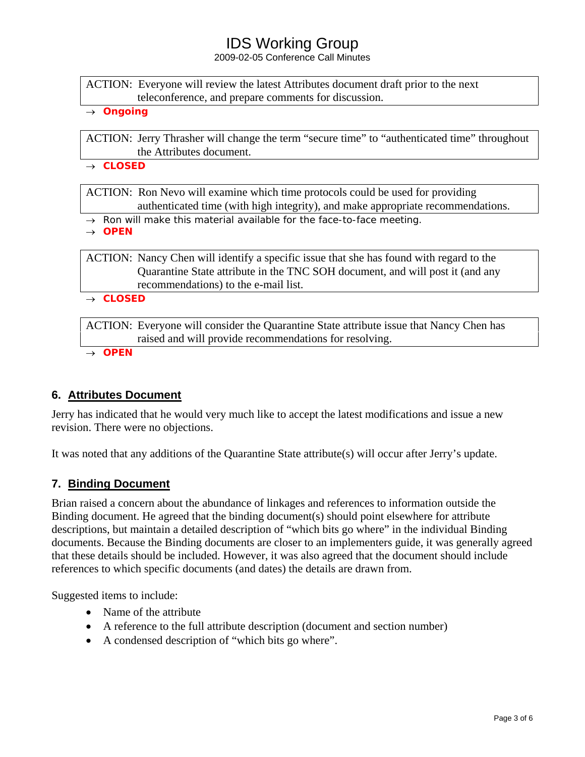ACTION: Everyone will review the latest Attributes document draft prior to the next teleconference, and prepare comments for discussion.

→ **Ongoing**

ACTION: Jerry Thrasher will change the term “secure time” to “authenticated time” throughout the Attributes document.

→ **CLOSED**

ACTION: Ron Nevo will examine which time protocols could be used for providing authenticated time (with high integrity), and make appropriate recommendations.

→ Ron will make this material available for the face-to-face meeting.

→ **OPEN**

ACTION: Nancy Chen will identify a specific issue that she has found with regard to the Quarantine State attribute in the TNC SOH document, and will post it (and any recommendations) to the e-mail list.

→ **CLOSED**

ACTION: Everyone will consider the Quarantine State attribute issue that Nancy Chen has raised and will provide recommendations for resolving.

→ **OPEN**

## 6. Attributes Document

Jerry has indicated that he would very much like to accept the latest modifications and issue a new revision. There were no objections.

It was noted that any additions of the Quarantine State attribute(s) will occur after Jerry’s update.

## 7. Binding Document

Brian raised a concern about the abundance of linkages and references to information outside the Binding document. He agreed that the binding document(s) should point elsewhere for attribute descriptions, but maintain a detailed description of “which bits go where” in the individual Binding documents. Because the Binding documents are closer to an implementers guide, it was generally agreed that these details should be included. However, it was also agreed that the document should include references to which specific documents (and dates) the details are drawn from.

Suggested items to include:

- Name of the attribute
- A reference to the full attribute description (document and section number)
- A condensed description of “which bits go where”.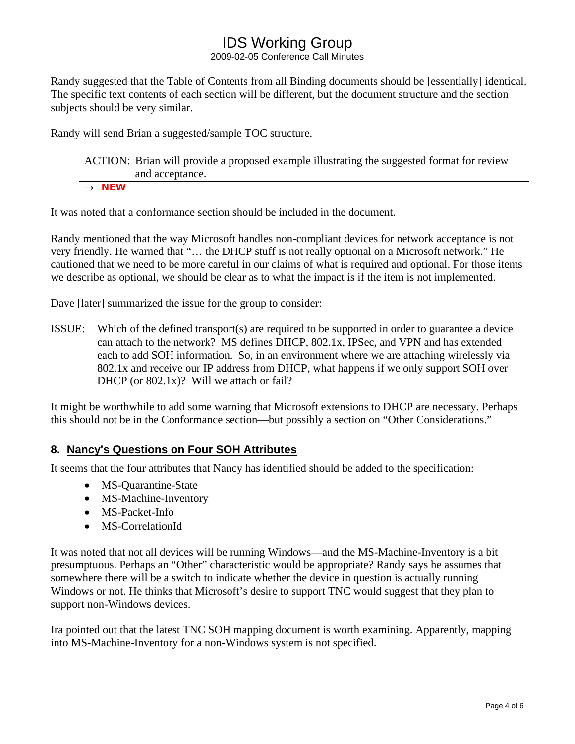Randy suggested that the Table of Contents from all Binding documents should be [essentially] identical. The specific text contents of each section will be different, but the document structure and the section subjects should be very similar.

Randy will send Brian a suggested/sample TOC structure.

> ACTION: Brian will provide a proposed example illustrating the suggested format for review and acceptance.

→ **NEW**

It was noted that a conformance section should be included in the document.

Randy mentioned that the way Microsoft handles non-compliant devices for network acceptance is not very friendly. He warned that "… the DHCP stuff is not really optional on a Microsoft network." He cautioned that we need to be more careful in our claims of what is required and optional. For those items we describe as optional, we should be clear as to what the impact is if the item is not implemented.

Dave [later] summarized the issue for the group to consider:

ISSUE: Which of the defined transport(s) are required to be supported in order to guarantee a device can attach to the network? MS defines DHCP, 802.1x, IPSec, and VPN and has extended each to add SOH information. So, in an environment where we are attaching wirelessly via 802.1x and receive our IP address from DHCP, what happens if we only support SOH over DHCP (or 802.1x)? Will we attach or fail?

It might be worthwhile to add some warning that Microsoft extensions to DHCP are necessary. Perhaps this should not be in the Conformance section—but possibly a section on "Other Considerations."

## 8. Nancy's Questions on Four SOH Attributes

It seems that the four attributes that Nancy has identified should be added to the specification:

- MS-Quarantine-State
- MS-Machine-Inventory
- MS-Packet-Info
- MS-CorrelationId

It was noted that not all devices will be running Windows—and the MS-Machine-Inventory is a bit presumptuous. Perhaps an "Other" characteristic would be appropriate? Randy says he assumes that somewhere there will be a switch to indicate whether the device in question is actually running Windows or not. He thinks that Microsoft's desire to support TNC would suggest that they plan to support non-Windows devices.

Ira pointed out that the latest TNC SOH mapping document is worth examining. Apparently, mapping into MS-Machine-Inventory for a non-Windows system is not specified.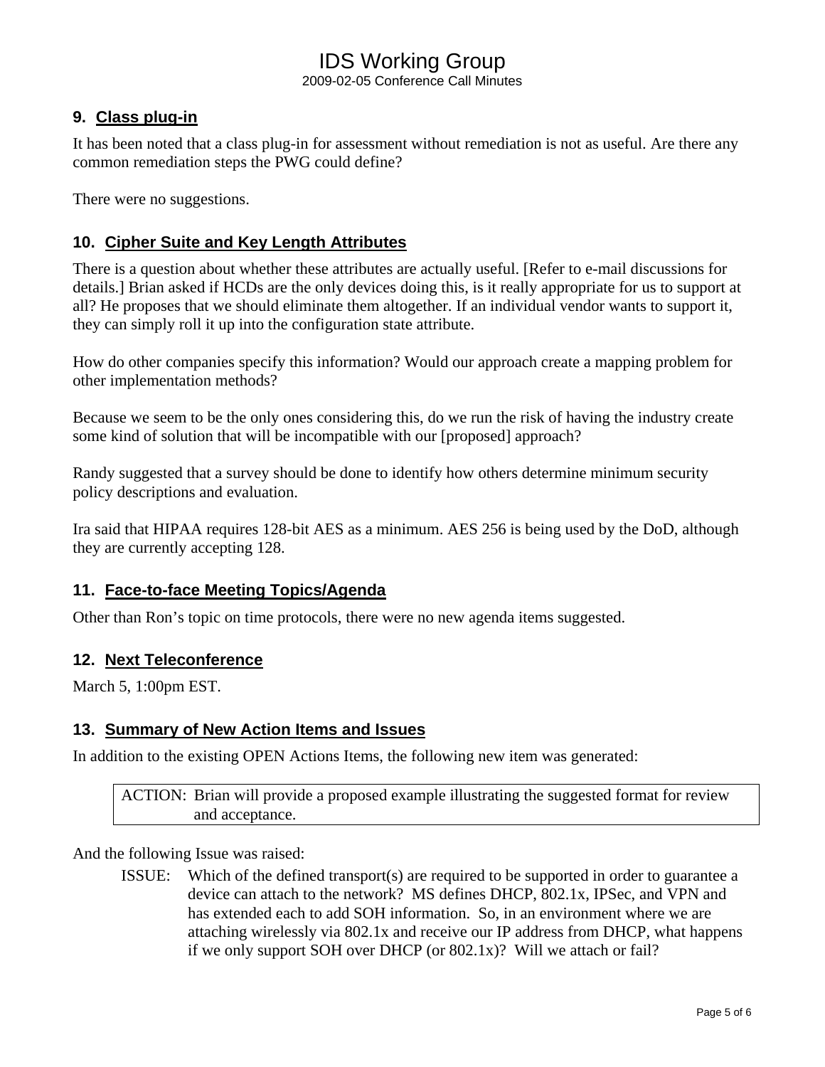## 9. Class plug-in

It has been noted that a class plug-in for assessment without remediation is not as useful. Are there any common remediation steps the PWG could define?

There were no suggestions.

## 10. Cipher Suite and Key Length Attributes

There is a question about whether these attributes are actually useful. [Refer to e-mail discussions for details.] Brian asked if HCDs are the only devices doing this, is it really appropriate for us to support at all? He proposes that we should eliminate them altogether. If an individual vendor wants to support it, they can simply roll it up into the configuration state attribute.

How do other companies specify this information? Would our approach create a mapping problem for other implementation methods?

Because we seem to be the only ones considering this, do we run the risk of having the industry create some kind of solution that will be incompatible with our [proposed] approach?

Randy suggested that a survey should be done to identify how others determine minimum security policy descriptions and evaluation.

Ira said that HIPAA requires 128-bit AES as a minimum. AES 256 is being used by the DoD, although they are currently accepting 128.

## 11. Face-to-face Meeting Topics/Agenda

Other than Ron's topic on time protocols, there were no new agenda items suggested.

## 12. Next Teleconference

March 5, 1:00pm EST.

## 13. Summary of New Action Items and Issues

In addition to the existing OPEN Actions Items, the following new item was generated:

> ACTION: Brian will provide a proposed example illustrating the suggested format for review and acceptance.

And the following Issue was raised:

> ISSUE: Which of the defined transport(s) are required to be supported in order to guarantee a device can attach to the network? MS defines DHCP, 802.1x, IPSec, and VPN and has extended each to add SOH information. So, in an environment where we are attaching wirelessly via 802.1x and receive our IP address from DHCP, what happens if we only support SOH over DHCP (or 802.1x)? Will we attach or fail?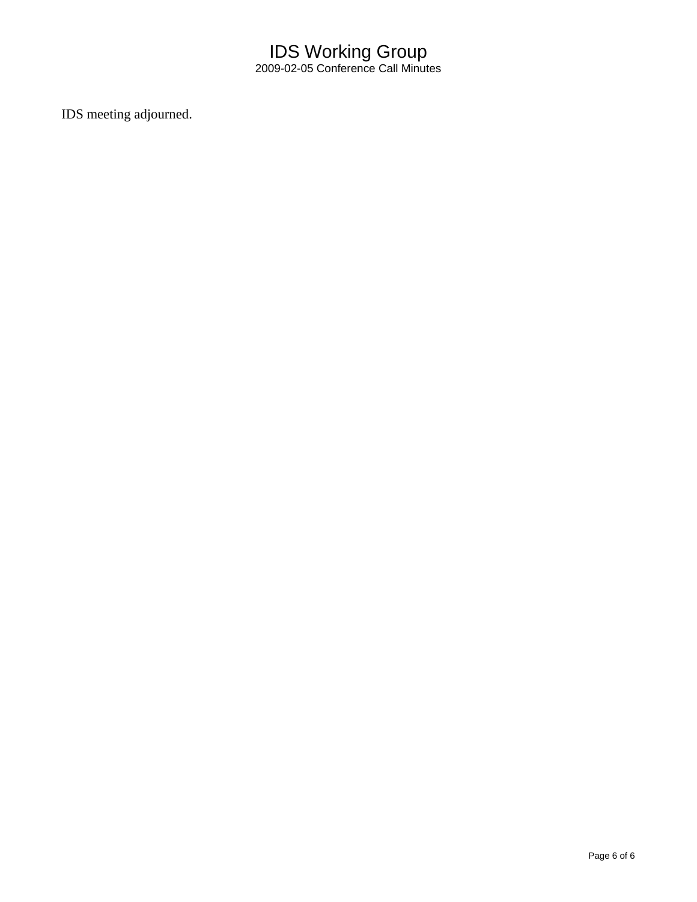IDS meeting adjourned.